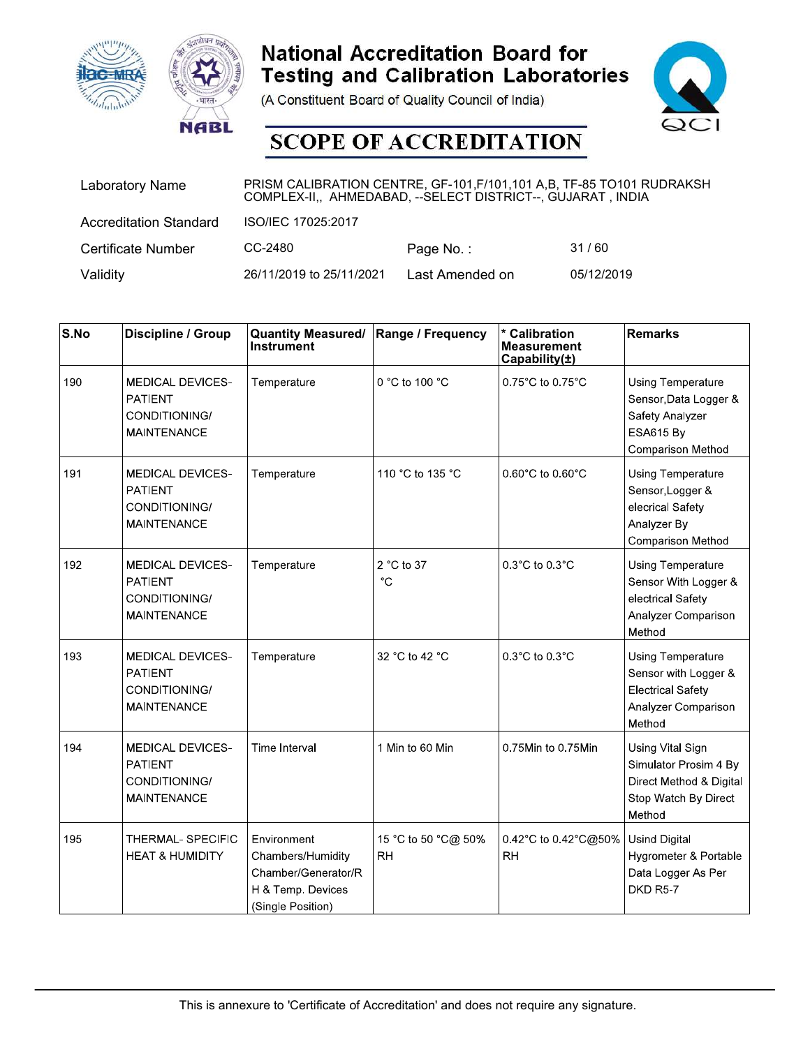# National Accreditation Board for Testing and Calibration Laboratories

(A Constituent Board of Quality Council of India)

## SCOPE OF ACCREDITATION

| | | | |
|---|---|---|---|
| Laboratory Name | PRISM CALIBRATION CENTRE, GF-101,F/101,101 A,B, TF-85 TO101 RUDRAKSH COMPLEX-II,, AHMEDABAD, --SELECT DISTRICT--, GUJARAT , INDIA | | |
| Accreditation Standard | ISO/IEC 17025:2017 | | |
| Certificate Number | CC-2480 | Page No. : | 31 / 60 |
| Validity | 26/11/2019 to 25/11/2021 | Last Amended on | 05/12/2019 |

| S.No | Discipline / Group | Quantity Measured/ Instrument | Range / Frequency | * Calibration Measurement Capability(±) | Remarks |
|---|---|---|---|---|---|
| 190 | MEDICAL DEVICES- PATIENT CONDITIONING/ MAINTENANCE | Temperature | 0 °C to 100 °C | 0.75°C to 0.75°C | Using Temperature Sensor,Data Logger & Safety Analyzer ESA615 By Comparison Method |
| 191 | MEDICAL DEVICES- PATIENT CONDITIONING/ MAINTENANCE | Temperature | 110 °C to 135 °C | 0.60°C to 0.60°C | Using Temperature Sensor,Logger & elecrical Safety Analyzer By Comparison Method |
| 192 | MEDICAL DEVICES- PATIENT CONDITIONING/ MAINTENANCE | Temperature | 2 °C to 37 °C | 0.3°C to 0.3°C | Using Temperature Sensor With Logger & electrical Safety Analyzer Comparison Method |
| 193 | MEDICAL DEVICES- PATIENT CONDITIONING/ MAINTENANCE | Temperature | 32 °C to 42 °C | 0.3°C to 0.3°C | Using Temperature Sensor with Logger & Electrical Safety Analyzer Comparison Method |
| 194 | MEDICAL DEVICES- PATIENT CONDITIONING/ MAINTENANCE | Time Interval | 1 Min to 60 Min | 0.75Min to 0.75Min | Using Vital Sign Simulator Prosim 4 By Direct Method & Digital Stop Watch By Direct Method |
| 195 | THERMAL- SPECIFIC HEAT & HUMIDITY | Environment Chambers/Humidity Chamber/Generator/RH & Temp. Devices (Single Position) | 15 °C to 50 °C@ 50% RH | 0.42°C to 0.42°C@50% RH | Usind Digital Hygrometer & Portable Data Logger As Per DKD R5-7 |

This is annexure to 'Certificate of Accreditation' and does not require any signature.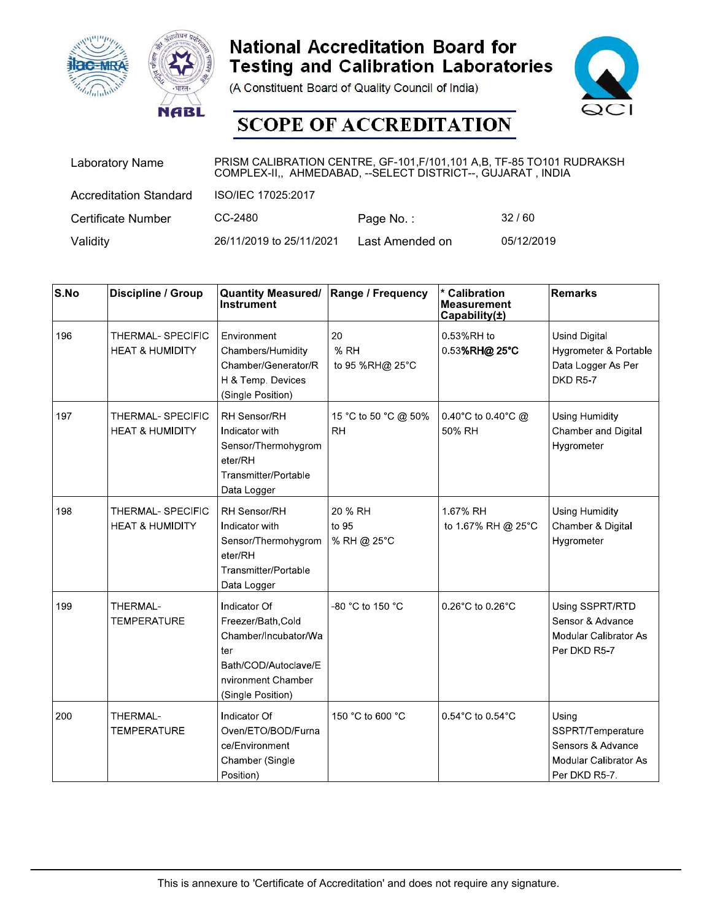# National Accreditation Board for Testing and Calibration Laboratories

(A Constituent Board of Quality Council of India)

## SCOPE OF ACCREDITATION

| | | | |
|---|---|---|---|
| Laboratory Name | PRISM CALIBRATION CENTRE, GF-101,F/101,101 A,B, TF-85 TO101 RUDRAKSH COMPLEX-II,, AHMEDABAD, --SELECT DISTRICT--, GUJARAT , INDIA | | |
| Accreditation Standard | ISO/IEC 17025:2017 | | |
| Certificate Number | CC-2480 | Page No. : | 32 / 60 |
| Validity | 26/11/2019 to 25/11/2021 | Last Amended on | 05/12/2019 |

| S.No | Discipline / Group | Quantity Measured/ Instrument | Range / Frequency | * Calibration Measurement Capability(±) | Remarks |
|---|---|---|---|---|---|
| 196 | THERMAL- SPECIFIC HEAT & HUMIDITY | Environment Chambers/Humidity Chamber/Generator/RH & Temp. Devices (Single Position) | 20 % RH to 95 %RH@ 25°C | 0.53%RH to 0.53**%RH@ 25°C** | Usind Digital Hygrometer & Portable Data Logger As Per DKD R5-7 |
| 197 | THERMAL- SPECIFIC HEAT & HUMIDITY | RH Sensor/RH Indicator with Sensor/Thermohygrometer/RH Transmitter/Portable Data Logger | 15 °C to 50 °C @ 50% RH | 0.40°C to 0.40°C @ 50% RH | Using Humidity Chamber and Digital Hygrometer |
| 198 | THERMAL- SPECIFIC HEAT & HUMIDITY | RH Sensor/RH Indicator with Sensor/Thermohygrometer/RH Transmitter/Portable Data Logger | 20 % RH to 95 % RH @ 25°C | 1.67% RH to 1.67% RH @ 25°C | Using Humidity Chamber & Digital Hygrometer |
| 199 | THERMAL- TEMPERATURE | Indicator Of Freezer/Bath,Cold Chamber/Incubator/Water Bath/COD/Autoclave/Environment Chamber (Single Position) | -80 °C to 150 °C | 0.26°C to 0.26°C | Using SSPRT/RTD Sensor & Advance Modular Calibrator As Per DKD R5-7 |
| 200 | THERMAL- TEMPERATURE | Indicator Of Oven/ETO/BOD/Furnace/Environment Chamber (Single Position) | 150 °C to 600 °C | 0.54°C to 0.54°C | Using SSPRT/Temperature Sensors & Advance Modular Calibrator As Per DKD R5-7. |

This is annexure to 'Certificate of Accreditation' and does not require any signature.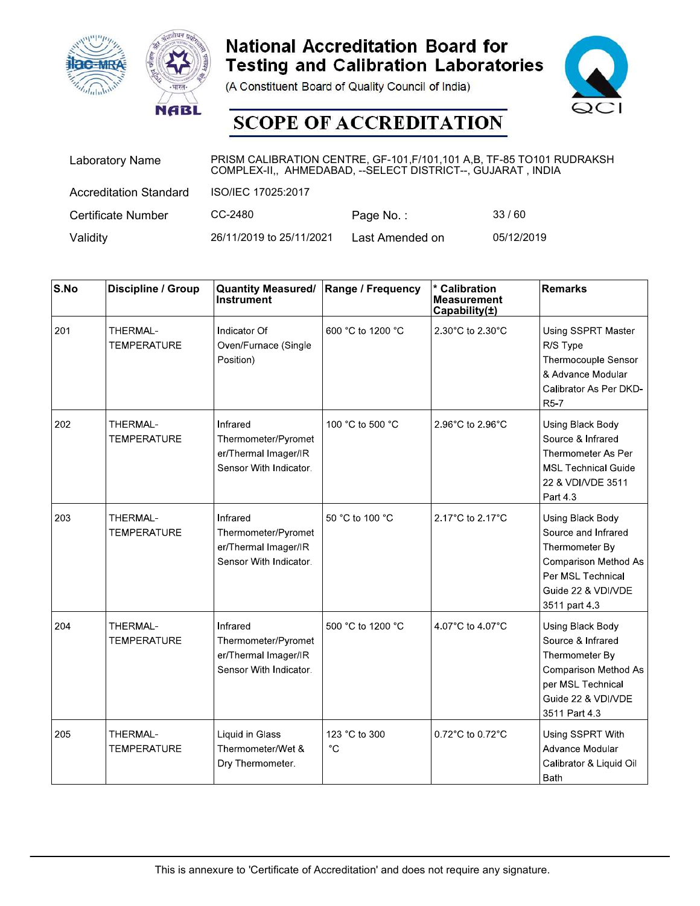# National Accreditation Board for Testing and Calibration Laboratories

(A Constituent Board of Quality Council of India)

## SCOPE OF ACCREDITATION

| | | | |
|---|---|---|---|
| Laboratory Name | PRISM CALIBRATION CENTRE, GF-101,F/101,101 A,B, TF-85 TO101 RUDRAKSH COMPLEX-II,, AHMEDABAD, --SELECT DISTRICT--, GUJARAT , INDIA | | |
| Accreditation Standard | ISO/IEC 17025:2017 | | |
| Certificate Number | CC-2480 | Page No. : | 33 / 60 |
| Validity | 26/11/2019 to 25/11/2021 | Last Amended on | 05/12/2019 |

| S.No | Discipline / Group | Quantity Measured/ Instrument | Range / Frequency | * Calibration Measurement Capability(±) | Remarks |
|---|---|---|---|---|---|
| 201 | THERMAL- TEMPERATURE | Indicator Of Oven/Furnace (Single Position) | 600 °C to 1200 °C | 2.30°C to 2.30°C | Using SSPRT Master R/S Type Thermocouple Sensor & Advance Modular Calibrator As Per DKD-R5-7 |
| 202 | THERMAL- TEMPERATURE | Infrared Thermometer/Pyrometer/Thermal Imager/IR Sensor With Indicator. | 100 °C to 500 °C | 2.96°C to 2.96°C | Using Black Body Source & Infrared Thermometer As Per MSL Technical Guide 22 & VDI/VDE 3511 Part 4.3 |
| 203 | THERMAL- TEMPERATURE | Infrared Thermometer/Pyrometer/Thermal Imager/IR Sensor With Indicator. | 50 °C to 100 °C | 2.17°C to 2.17°C | Using Black Body Source and Infrared Thermometer By Comparison Method As Per MSL Technical Guide 22 & VDI/VDE 3511 part 4.3 |
| 204 | THERMAL- TEMPERATURE | Infrared Thermometer/Pyrometer/Thermal Imager/IR Sensor With Indicator. | 500 °C to 1200 °C | 4.07°C to 4.07°C | Using Black Body Source & Infrared Thermometer By Comparison Method As per MSL Technical Guide 22 & VDI/VDE 3511 Part 4.3 |
| 205 | THERMAL- TEMPERATURE | Liquid in Glass Thermometer/Wet & Dry Thermometer. | 123 °C to 300 °C | 0.72°C to 0.72°C | Using SSPRT With Advance Modular Calibrator & Liquid Oil Bath |

This is annexure to 'Certificate of Accreditation' and does not require any signature.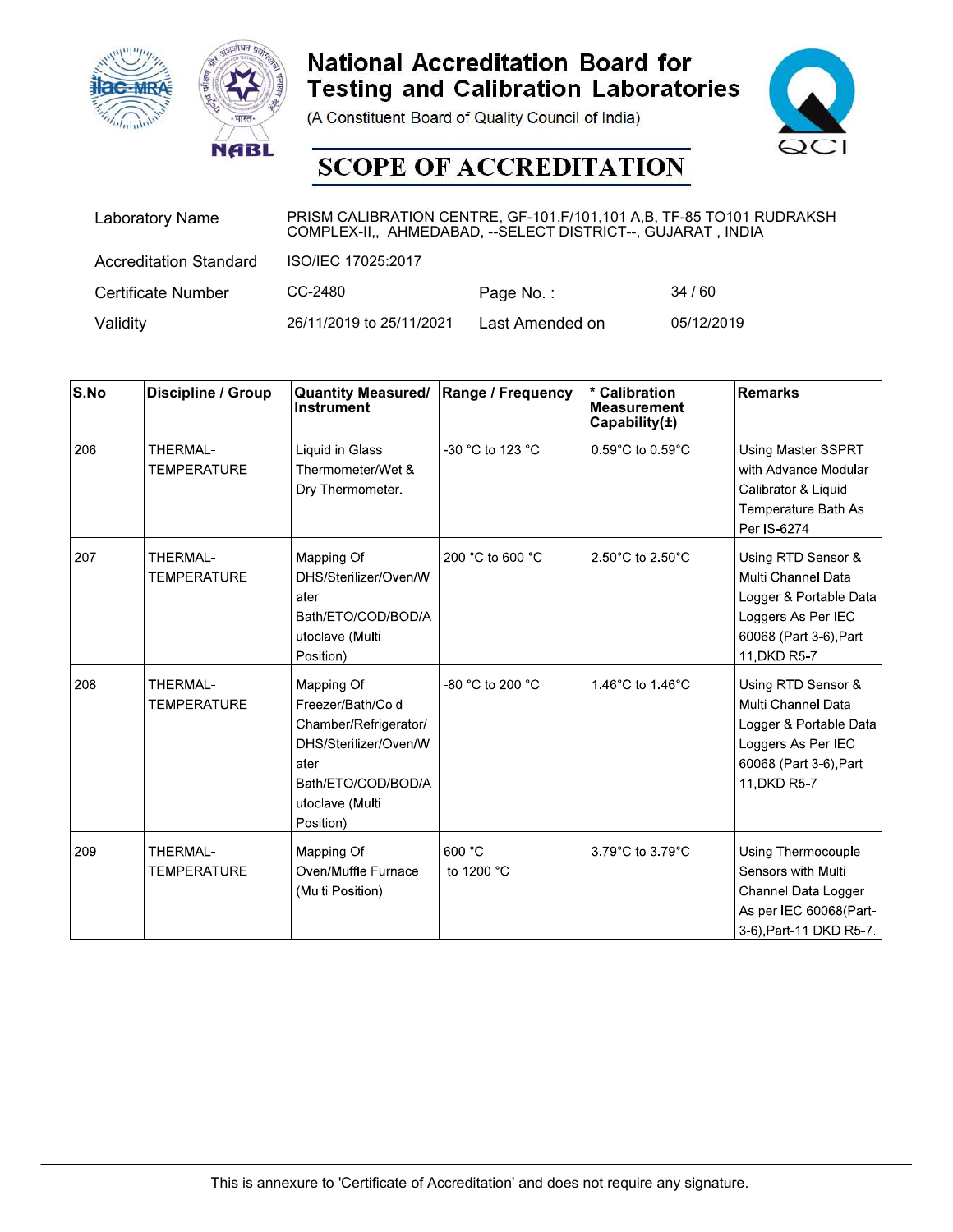# National Accreditation Board for Testing and Calibration Laboratories

(A Constituent Board of Quality Council of India)

## SCOPE OF ACCREDITATION

| | | | |
|---|---|---|---|
| Laboratory Name | PRISM CALIBRATION CENTRE, GF-101,F/101,101 A,B, TF-85 TO101 RUDRAKSH COMPLEX-II,, AHMEDABAD, --SELECT DISTRICT--, GUJARAT , INDIA | | |
| Accreditation Standard | ISO/IEC 17025:2017 | | |
| Certificate Number | CC-2480 | Page No. : | 34 / 60 |
| Validity | 26/11/2019 to 25/11/2021 | Last Amended on | 05/12/2019 |

| S.No | Discipline / Group | Quantity Measured/ Instrument | Range / Frequency | * Calibration Measurement Capability(±) | Remarks |
|---|---|---|---|---|---|
| 206 | THERMAL- TEMPERATURE | Liquid in Glass Thermometer/Wet & Dry Thermometer. | -30 °C to 123 °C | 0.59°C to 0.59°C | Using Master SSPRT with Advance Modular Calibrator & Liquid Temperature Bath As Per IS-6274 |
| 207 | THERMAL- TEMPERATURE | Mapping Of DHS/Sterilizer/Oven/Water Bath/ETO/COD/BOD/Autoclave (Multi Position) | 200 °C to 600 °C | 2.50°C to 2.50°C | Using RTD Sensor & Multi Channel Data Logger & Portable Data Loggers As Per IEC 60068 (Part 3-6),Part 11,DKD R5-7 |
| 208 | THERMAL- TEMPERATURE | Mapping Of Freezer/Bath/Cold Chamber/Refrigerator/DHS/Sterilizer/Oven/Water Bath/ETO/COD/BOD/Autoclave (Multi Position) | -80 °C to 200 °C | 1.46°C to 1.46°C | Using RTD Sensor & Multi Channel Data Logger & Portable Data Loggers As Per IEC 60068 (Part 3-6),Part 11,DKD R5-7 |
| 209 | THERMAL- TEMPERATURE | Mapping Of Oven/Muffle Furnace (Multi Position) | 600 °C to 1200 °C | 3.79°C to 3.79°C | Using Thermocouple Sensors with Multi Channel Data Logger As per IEC 60068(Part-3-6),Part-11 DKD R5-7. |

This is annexure to 'Certificate of Accreditation' and does not require any signature.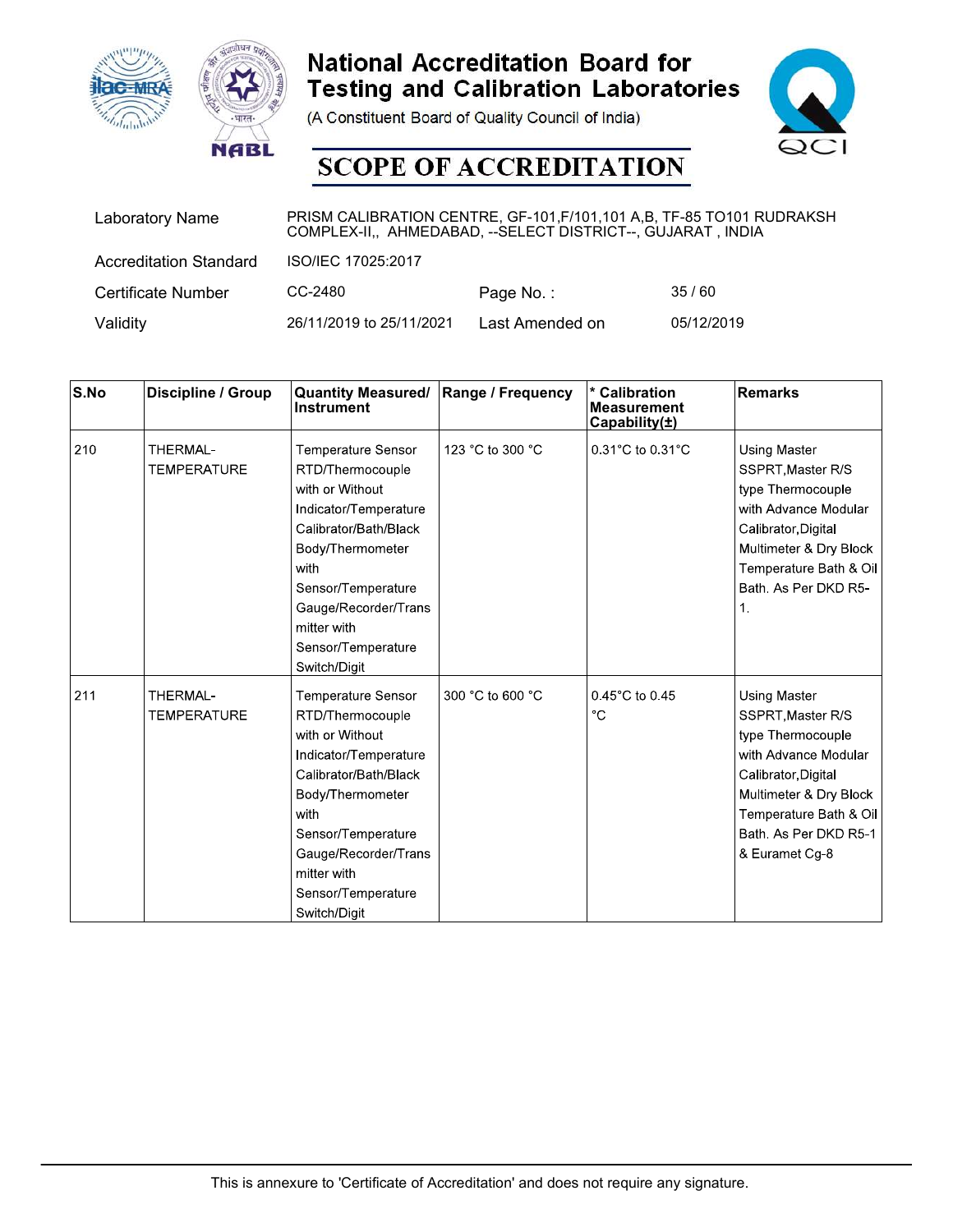# National Accreditation Board for Testing and Calibration Laboratories

(A Constituent Board of Quality Council of India)

## SCOPE OF ACCREDITATION

| | | | |
|---|---|---|---|
| Laboratory Name | PRISM CALIBRATION CENTRE, GF-101,F/101,101 A,B, TF-85 TO101 RUDRAKSH COMPLEX-II,, AHMEDABAD, --SELECT DISTRICT--, GUJARAT , INDIA | | |
| Accreditation Standard | ISO/IEC 17025:2017 | | |
| Certificate Number | CC-2480 | Page No. : | 35 / 60 |
| Validity | 26/11/2019 to 25/11/2021 | Last Amended on | 05/12/2019 |

| S.No | Discipline / Group | Quantity Measured/ Instrument | Range / Frequency | * Calibration Measurement Capability(±) | Remarks |
|---|---|---|---|---|---|
| 210 | THERMAL-TEMPERATURE | Temperature Sensor RTD/Thermocouple with or Without Indicator/Temperature Calibrator/Bath/Black Body/Thermometer with Sensor/Temperature Gauge/Recorder/Transmitter with Sensor/Temperature Switch/Digit | 123 °C to 300 °C | 0.31°C to 0.31°C | Using Master SSPRT,Master R/S type Thermocouple with Advance Modular Calibrator,Digital Multimeter & Dry Block Temperature Bath & Oil Bath. As Per DKD R5-1. |
| 211 | THERMAL-TEMPERATURE | Temperature Sensor RTD/Thermocouple with or Without Indicator/Temperature Calibrator/Bath/Black Body/Thermometer with Sensor/Temperature Gauge/Recorder/Transmitter with Sensor/Temperature Switch/Digit | 300 °C to 600 °C | 0.45°C to 0.45 °C | Using Master SSPRT,Master R/S type Thermocouple with Advance Modular Calibrator,Digital Multimeter & Dry Block Temperature Bath & Oil Bath. As Per DKD R5-1 & Euramet Cg-8 |

This is annexure to 'Certificate of Accreditation' and does not require any signature.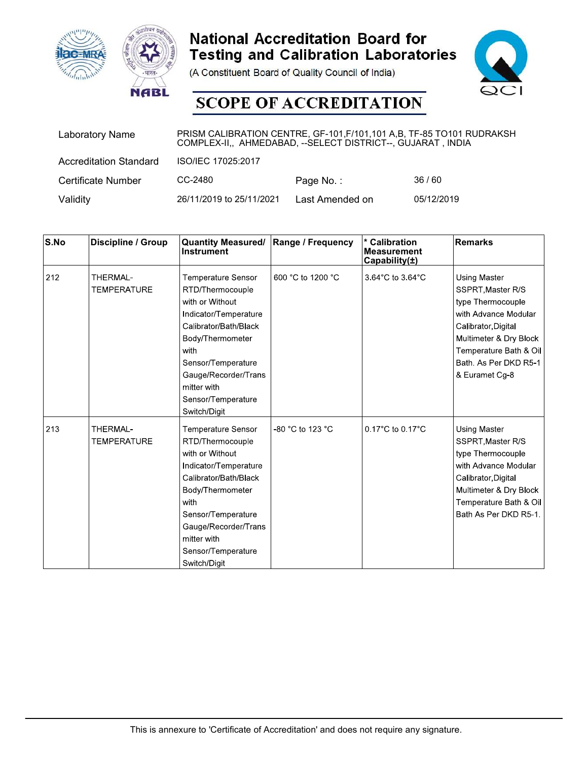# National Accreditation Board for Testing and Calibration Laboratories

(A Constituent Board of Quality Council of India)

## SCOPE OF ACCREDITATION

| | | | |
|---|---|---|---|
| Laboratory Name | PRISM CALIBRATION CENTRE, GF-101,F/101,101 A,B, TF-85 TO101 RUDRAKSH COMPLEX-II,, AHMEDABAD, --SELECT DISTRICT--, GUJARAT , INDIA | | |
| Accreditation Standard | ISO/IEC 17025:2017 | | |
| Certificate Number | CC-2480 | Page No. : | 36 / 60 |
| Validity | 26/11/2019 to 25/11/2021 | Last Amended on | 05/12/2019 |

| S.No | Discipline / Group | Quantity Measured/ Instrument | Range / Frequency | * Calibration Measurement Capability(±) | Remarks |
|---|---|---|---|---|---|
| 212 | THERMAL- TEMPERATURE | Temperature Sensor RTD/Thermocouple with or Without Indicator/Temperature Calibrator/Bath/Black Body/Thermometer with Sensor/Temperature Gauge/Recorder/Transmitter with Sensor/Temperature Switch/Digit | 600 °C to 1200 °C | 3.64°C to 3.64°C | Using Master SSPRT,Master R/S type Thermocouple with Advance Modular Calibrator,Digital Multimeter & Dry Block Temperature Bath & Oil Bath. As Per DKD R5-1 & Euramet Cg-8 |
| 213 | THERMAL- TEMPERATURE | Temperature Sensor RTD/Thermocouple with or Without Indicator/Temperature Calibrator/Bath/Black Body/Thermometer with Sensor/Temperature Gauge/Recorder/Transmitter with Sensor/Temperature Switch/Digit | -80 °C to 123 °C | 0.17°C to 0.17°C | Using Master SSPRT,Master R/S type Thermocouple with Advance Modular Calibrator,Digital Multimeter & Dry Block Temperature Bath & Oil Bath As Per DKD R5-1. |

This is annexure to 'Certificate of Accreditation' and does not require any signature.